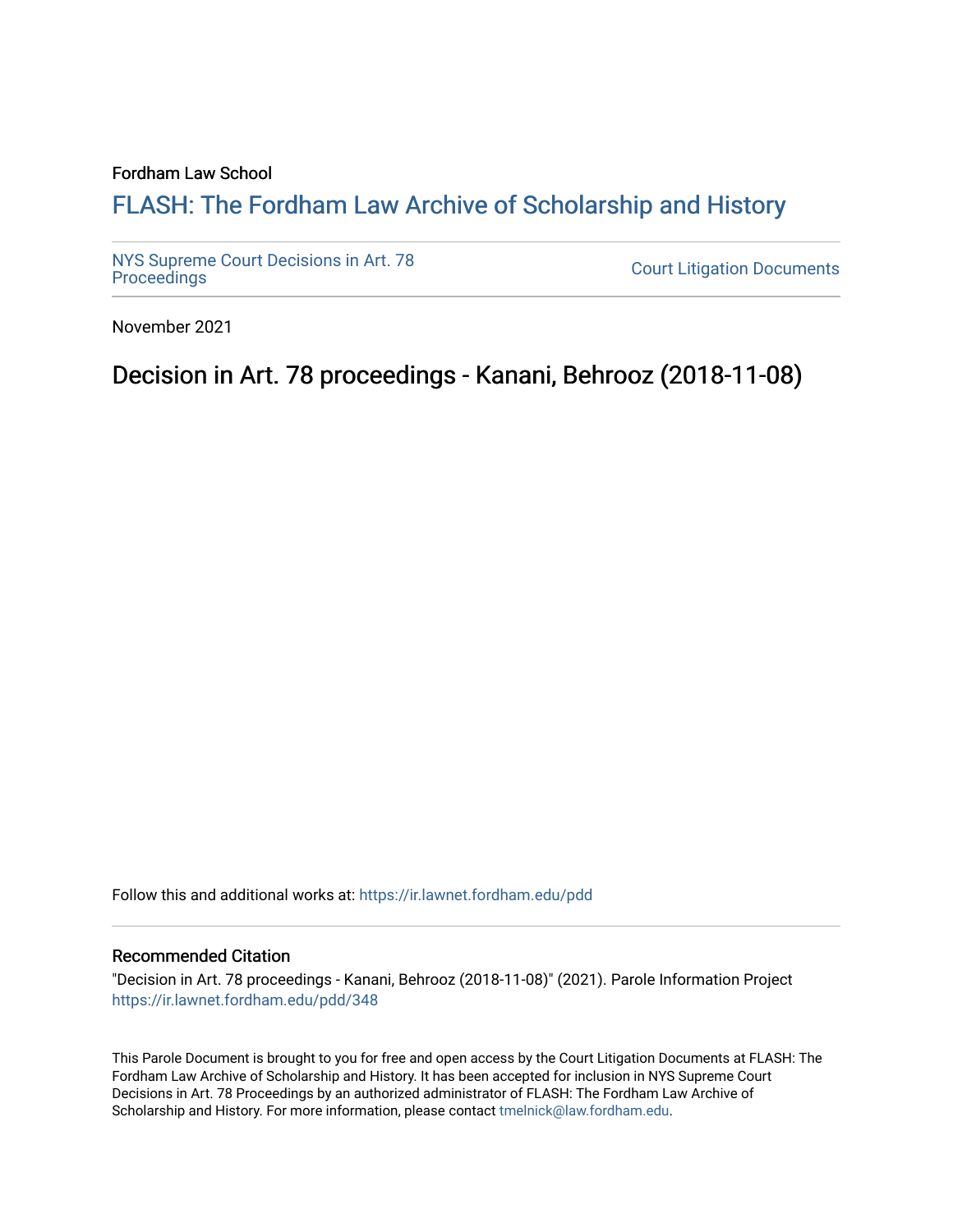Fordham Law School

# FLASH: The Fordham Law Archive of Scholarship and History

NYS Supreme Court Decisions in Art. 78 Proceedings

Court Litigation Documents

November 2021

## Decision in Art. 78 proceedings - Kanani, Behrooz (2018-11-08)

Follow this and additional works at: https://ir.lawnet.fordham.edu/pdd

### Recommended Citation

"Decision in Art. 78 proceedings - Kanani, Behrooz (2018-11-08)" (2021). Parole Information Project https://ir.lawnet.fordham.edu/pdd/348

This Parole Document is brought to you for free and open access by the Court Litigation Documents at FLASH: The Fordham Law Archive of Scholarship and History. It has been accepted for inclusion in NYS Supreme Court Decisions in Art. 78 Proceedings by an authorized administrator of FLASH: The Fordham Law Archive of Scholarship and History. For more information, please contact tmelnick@law.fordham.edu.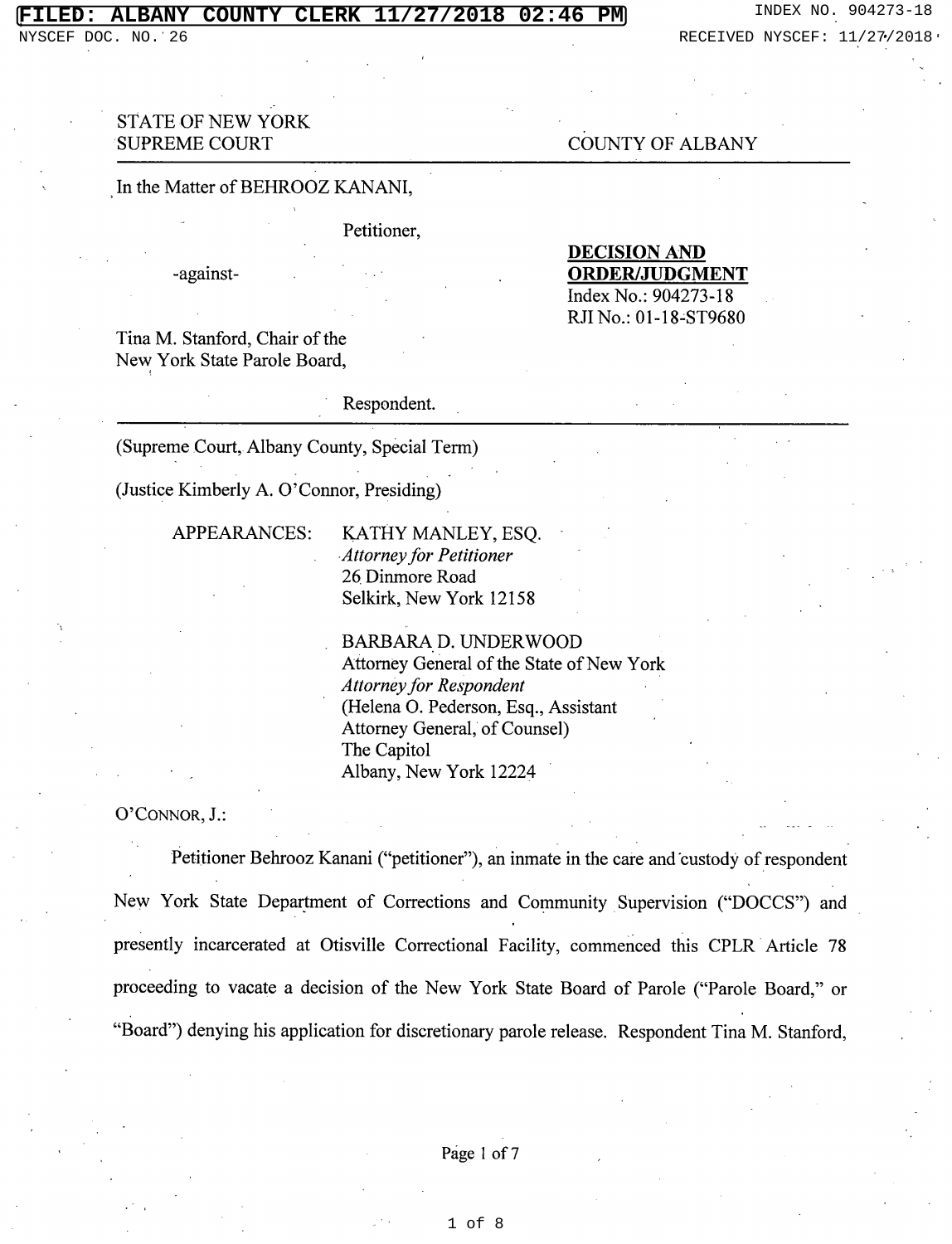STATE OF NEW YORK
SUPREME COURT COUNTY OF ALBANY

---

In the Matter of BEHROOZ KANANI,

Petitioner,

-against-

Tina M. Stanford, Chair of the
New York State Parole Board,

Respondent.

**DECISION AND ORDER/JUDGMENT**
Index No.: 904273-18
RJI No.: 01-18-ST9680

---

(Supreme Court, Albany County, Special Term)

(Justice Kimberly A. O'Connor, Presiding)

APPEARANCES:

KATHY MANLEY, ESQ.
*Attorney for Petitioner*
26 Dinmore Road
Selkirk, New York 12158

BARBARA D. UNDERWOOD
Attorney General of the State of New York
*Attorney for Respondent*
(Helena O. Pederson, Esq., Assistant Attorney General, of Counsel)
The Capitol
Albany, New York 12224

O'CONNOR, J.:

Petitioner Behrooz Kanani ("petitioner"), an inmate in the care and custody of respondent New York State Department of Corrections and Community Supervision ("DOCCS") and presently incarcerated at Otisville Correctional Facility, commenced this CPLR Article 78 proceeding to vacate a decision of the New York State Board of Parole ("Parole Board," or "Board") denying his application for discretionary parole release. Respondent Tina M. Stanford,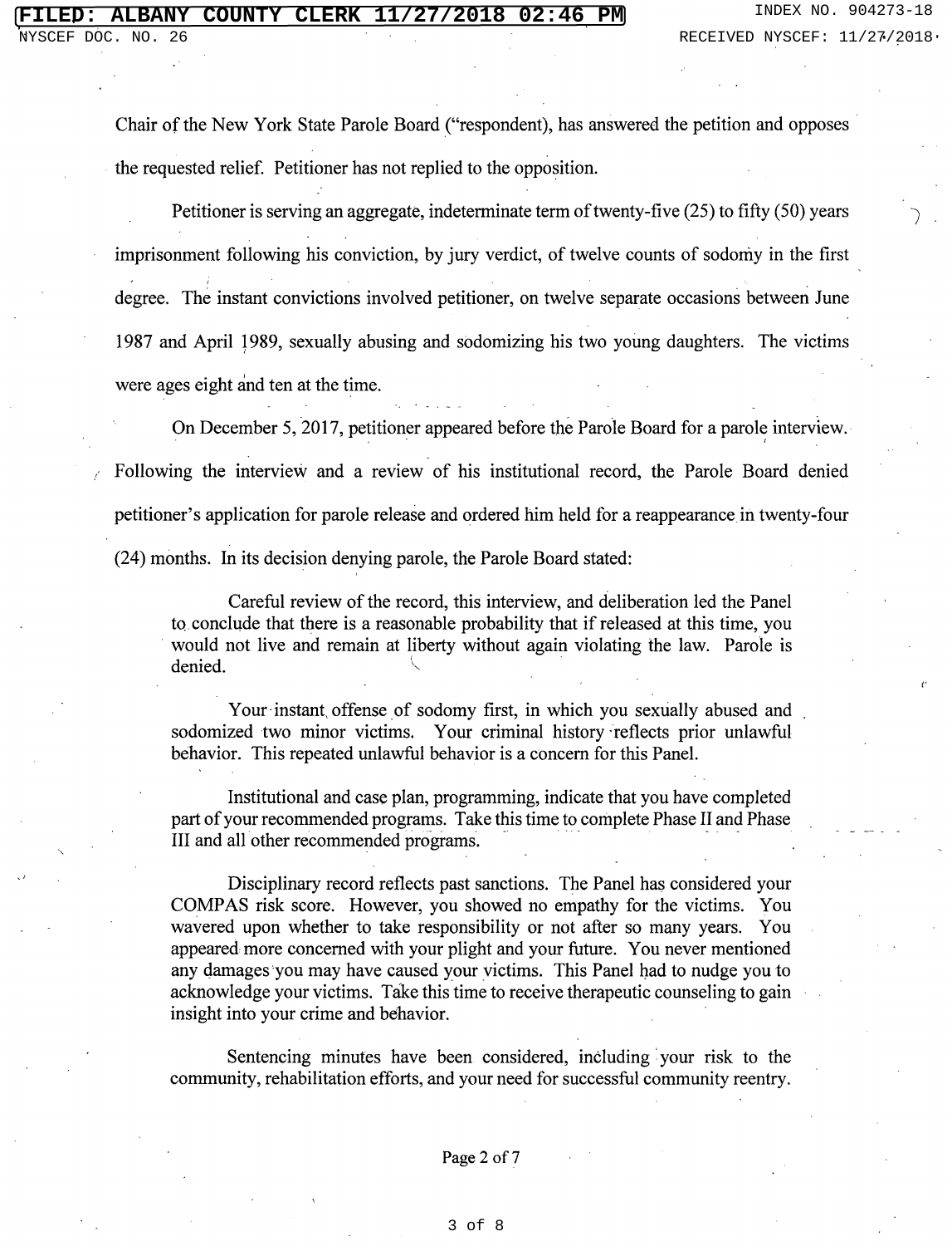Chair of the New York State Parole Board ("respondent), has answered the petition and opposes the requested relief. Petitioner has not replied to the opposition.

Petitioner is serving an aggregate, indeterminate term of twenty-five (25) to fifty (50) years imprisonment following his conviction, by jury verdict, of twelve counts of sodomy in the first degree. The instant convictions involved petitioner, on twelve separate occasions between June 1987 and April 1989, sexually abusing and sodomizing his two young daughters. The victims were ages eight and ten at the time.

On December 5, 2017, petitioner appeared before the Parole Board for a parole interview. Following the interview and a review of his institutional record, the Parole Board denied petitioner's application for parole release and ordered him held for a reappearance in twenty-four (24) months. In its decision denying parole, the Parole Board stated:

> Careful review of the record, this interview, and deliberation led the Panel to conclude that there is a reasonable probability that if released at this time, you would not live and remain at liberty without again violating the law. Parole is denied.
>
> Your instant offense of sodomy first, in which you sexually abused and sodomized two minor victims. Your criminal history reflects prior unlawful behavior. This repeated unlawful behavior is a concern for this Panel.
>
> Institutional and case plan, programming, indicate that you have completed part of your recommended programs. Take this time to complete Phase II and Phase III and all other recommended programs.
>
> Disciplinary record reflects past sanctions. The Panel has considered your COMPAS risk score. However, you showed no empathy for the victims. You wavered upon whether to take responsibility or not after so many years. You appeared more concerned with your plight and your future. You never mentioned any damages you may have caused your victims. This Panel had to nudge you to acknowledge your victims. Take this time to receive therapeutic counseling to gain insight into your crime and behavior.
>
> Sentencing minutes have been considered, including your risk to the community, rehabilitation efforts, and your need for successful community reentry.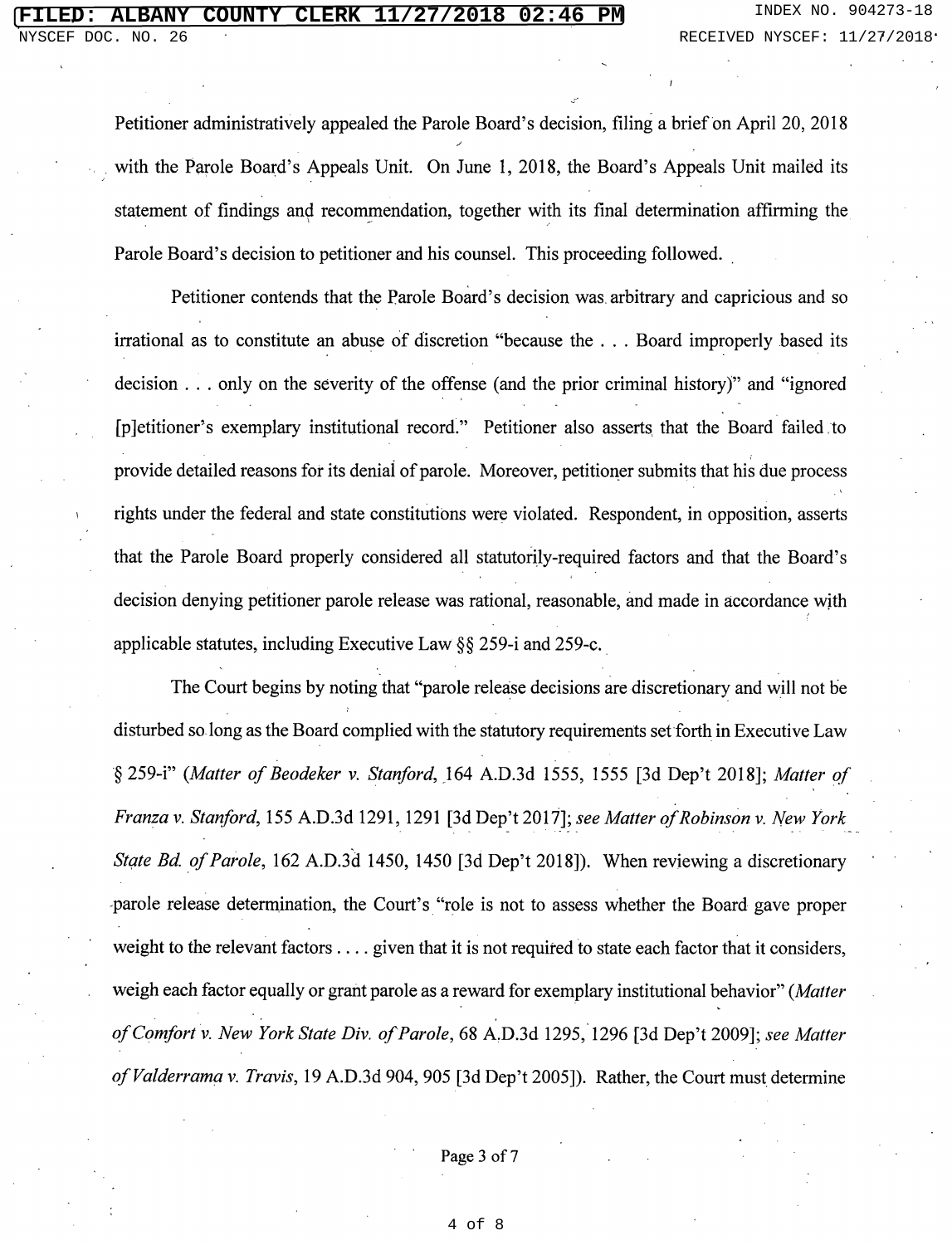Petitioner administratively appealed the Parole Board's decision, filing a brief on April 20, 2018 with the Parole Board's Appeals Unit. On June 1, 2018, the Board's Appeals Unit mailed its statement of findings and recommendation, together with its final determination affirming the Parole Board's decision to petitioner and his counsel. This proceeding followed.

Petitioner contends that the Parole Board's decision was arbitrary and capricious and so irrational as to constitute an abuse of discretion "because the . . . Board improperly based its decision . . . only on the severity of the offense (and the prior criminal history)" and "ignored [p]etitioner's exemplary institutional record." Petitioner also asserts that the Board failed to provide detailed reasons for its denial of parole. Moreover, petitioner submits that his due process rights under the federal and state constitutions were violated. Respondent, in opposition, asserts that the Parole Board properly considered all statutorily-required factors and that the Board's decision denying petitioner parole release was rational, reasonable, and made in accordance with applicable statutes, including Executive Law §§ 259-i and 259-c.

The Court begins by noting that "parole release decisions are discretionary and will not be disturbed so long as the Board complied with the statutory requirements set forth in Executive Law § 259-i" (*Matter of Beodeker v. Stanford*, 164 A.D.3d 1555, 1555 [3d Dep't 2018]; *Matter of Franza v. Stanford*, 155 A.D.3d 1291, 1291 [3d Dep't 2017]; *see Matter of Robinson v. New York State Bd. of Parole*, 162 A.D.3d 1450, 1450 [3d Dep't 2018]). When reviewing a discretionary parole release determination, the Court's "role is not to assess whether the Board gave proper weight to the relevant factors . . . . given that it is not required to state each factor that it considers, weigh each factor equally or grant parole as a reward for exemplary institutional behavior" (*Matter of Comfort v. New York State Div. of Parole*, 68 A.D.3d 1295, 1296 [3d Dep't 2009]; *see Matter of Valderrama v. Travis*, 19 A.D.3d 904, 905 [3d Dep't 2005]). Rather, the Court must determine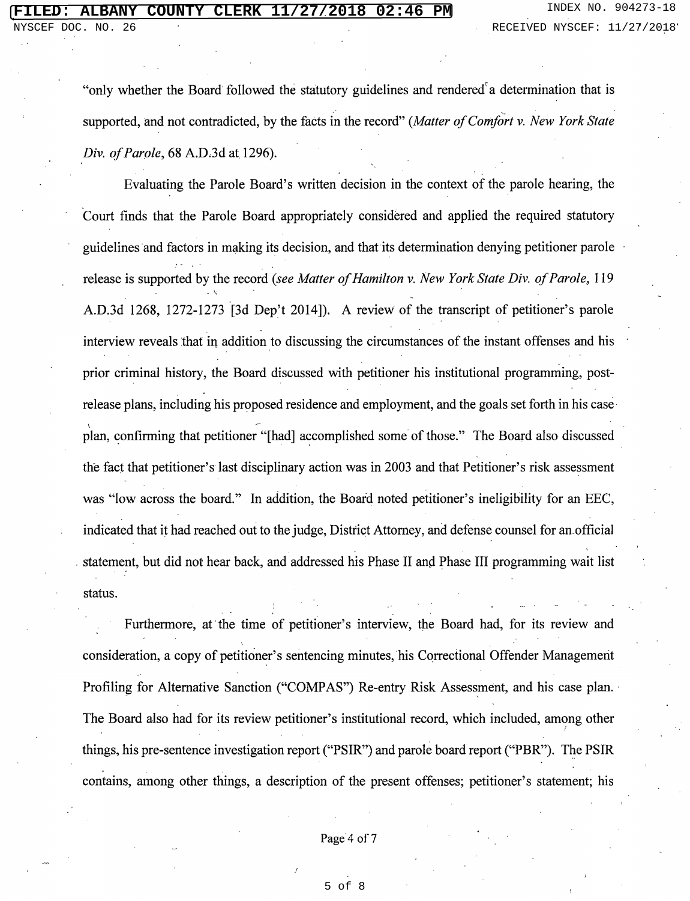"only whether the Board followed the statutory guidelines and rendered a determination that is supported, and not contradicted, by the facts in the record" (*Matter of Comfort v. New York State Div. of Parole*, 68 A.D.3d at 1296).

Evaluating the Parole Board's written decision in the context of the parole hearing, the Court finds that the Parole Board appropriately considered and applied the required statutory guidelines and factors in making its decision, and that its determination denying petitioner parole release is supported by the record (*see Matter of Hamilton v. New York State Div. of Parole*, 119 A.D.3d 1268, 1272-1273 [3d Dep't 2014]). A review of the transcript of petitioner's parole interview reveals that in addition to discussing the circumstances of the instant offenses and his prior criminal history, the Board discussed with petitioner his institutional programming, post-release plans, including his proposed residence and employment, and the goals set forth in his case plan, confirming that petitioner "[had] accomplished some of those." The Board also discussed the fact that petitioner's last disciplinary action was in 2003 and that Petitioner's risk assessment was "low across the board." In addition, the Board noted petitioner's ineligibility for an EEC, indicated that it had reached out to the judge, District Attorney, and defense counsel for an official statement, but did not hear back, and addressed his Phase II and Phase III programming wait list status.

Furthermore, at the time of petitioner's interview, the Board had, for its review and consideration, a copy of petitioner's sentencing minutes, his Correctional Offender Management Profiling for Alternative Sanction ("COMPAS") Re-entry Risk Assessment, and his case plan. The Board also had for its review petitioner's institutional record, which included, among other things, his pre-sentence investigation report ("PSIR") and parole board report ("PBR"). The PSIR contains, among other things, a description of the present offenses; petitioner's statement; his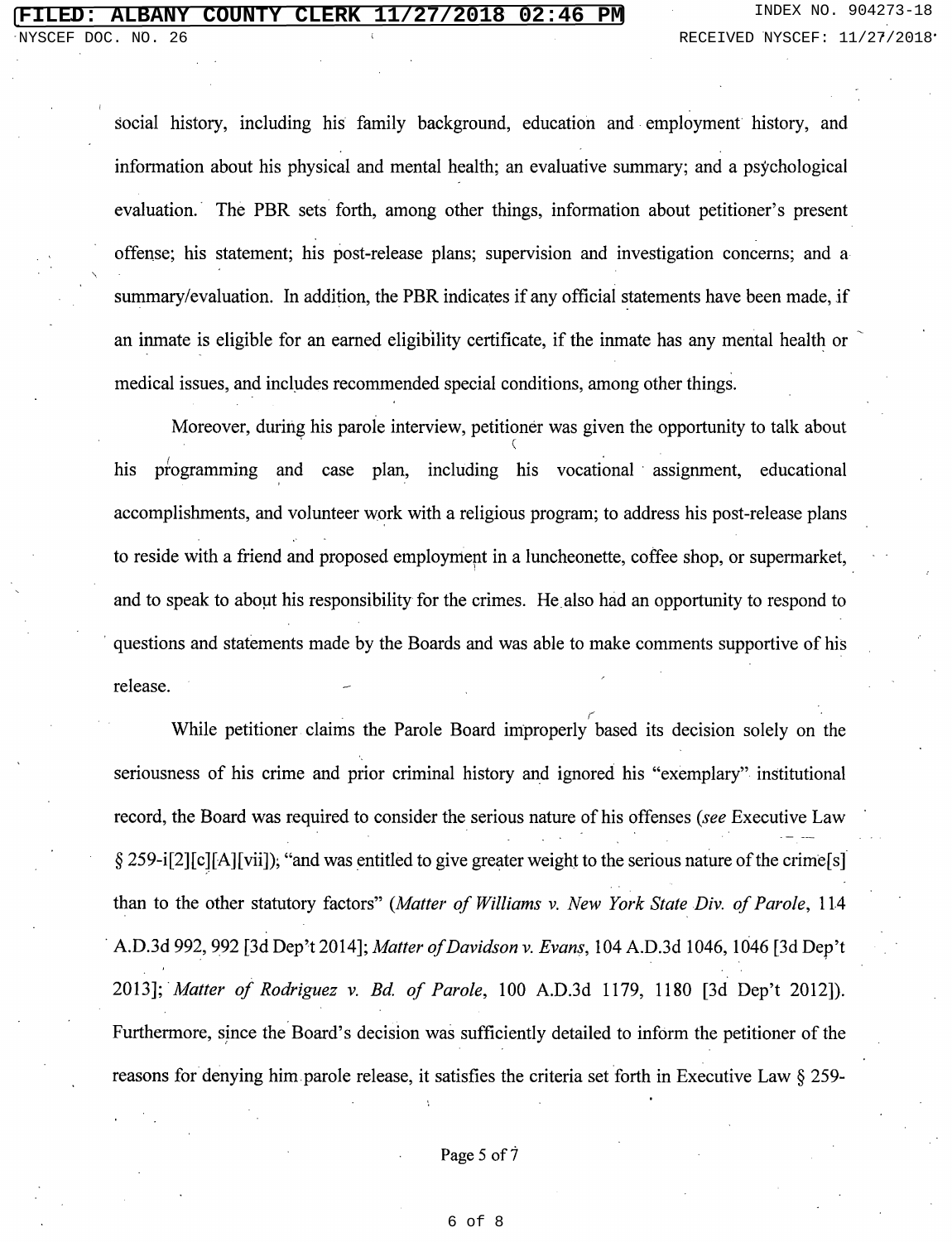social history, including his family background, education and employment history, and information about his physical and mental health; an evaluative summary; and a psychological evaluation. The PBR sets forth, among other things, information about petitioner's present offense; his statement; his post-release plans; supervision and investigation concerns; and a summary/evaluation. In addition, the PBR indicates if any official statements have been made, if an inmate is eligible for an earned eligibility certificate, if the inmate has any mental health or medical issues, and includes recommended special conditions, among other things.

Moreover, during his parole interview, petitioner was given the opportunity to talk about his programming and case plan, including his vocational assignment, educational accomplishments, and volunteer work with a religious program; to address his post-release plans to reside with a friend and proposed employment in a luncheonette, coffee shop, or supermarket, and to speak to about his responsibility for the crimes. He also had an opportunity to respond to questions and statements made by the Boards and was able to make comments supportive of his release.

While petitioner claims the Parole Board improperly based its decision solely on the seriousness of his crime and prior criminal history and ignored his "exemplary" institutional record, the Board was required to consider the serious nature of his offenses (*see* Executive Law § 259-i[2][c][A][vii]); "and was entitled to give greater weight to the serious nature of the crime[s] than to the other statutory factors" (*Matter of Williams v. New York State Div. of Parole*, 114 A.D.3d 992, 992 [3d Dep't 2014]; *Matter of Davidson v. Evans*, 104 A.D.3d 1046, 1046 [3d Dep't 2013]; *Matter of Rodriguez v. Bd. of Parole*, 100 A.D.3d 1179, 1180 [3d Dep't 2012]). Furthermore, since the Board's decision was sufficiently detailed to inform the petitioner of the reasons for denying him parole release, it satisfies the criteria set forth in Executive Law § 259-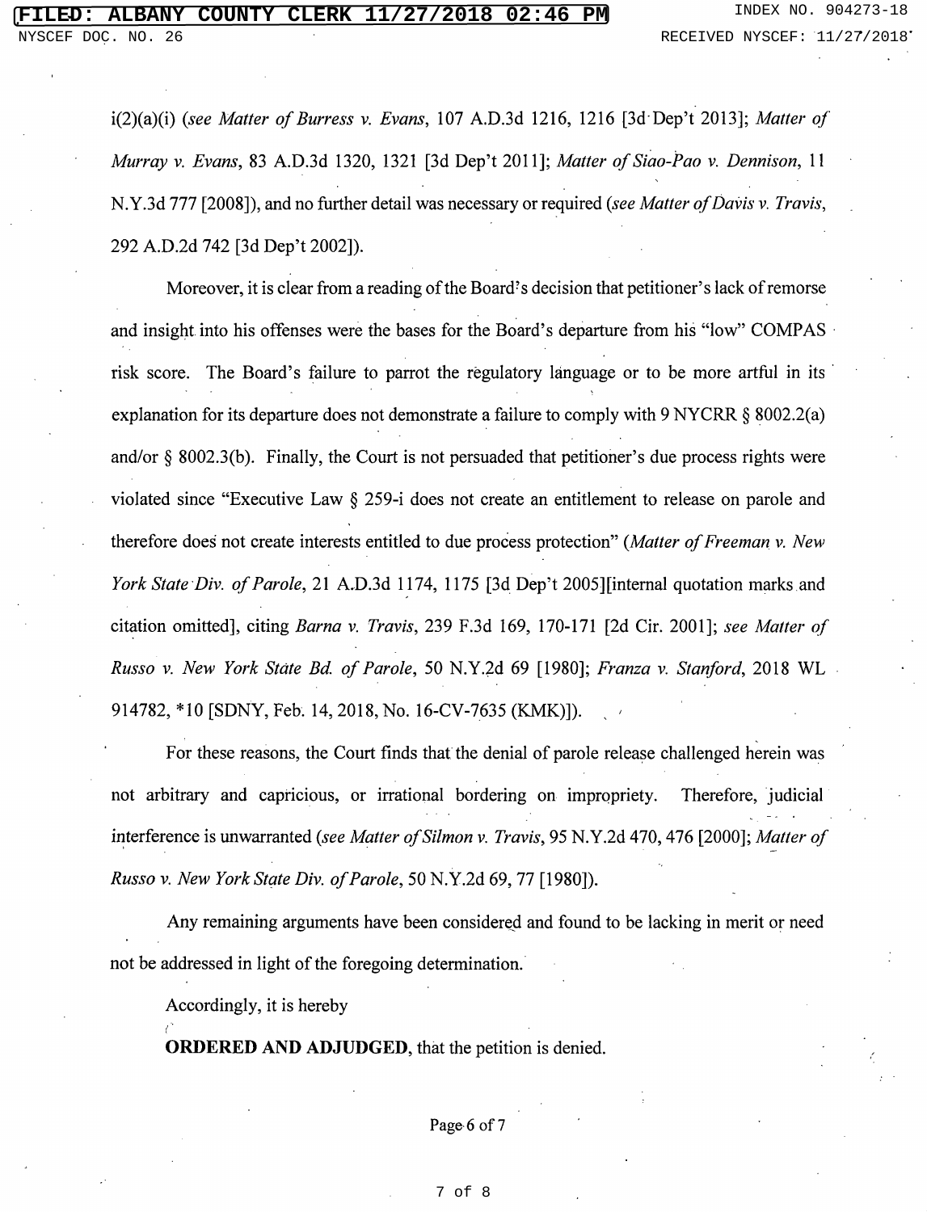i(2)(a)(i) (*see Matter of Burress v. Evans*, 107 A.D.3d 1216, 1216 [3d Dep't 2013]; *Matter of Murray v. Evans*, 83 A.D.3d 1320, 1321 [3d Dep't 2011]; *Matter of Siao-Pao v. Dennison*, 11 N.Y.3d 777 [2008]), and no further detail was necessary or required (*see Matter of Davis v. Travis*, 292 A.D.2d 742 [3d Dep't 2002]).

Moreover, it is clear from a reading of the Board's decision that petitioner's lack of remorse and insight into his offenses were the bases for the Board's departure from his "low" COMPAS risk score. The Board's failure to parrot the regulatory language or to be more artful in its explanation for its departure does not demonstrate a failure to comply with 9 NYCRR § 8002.2(a) and/or § 8002.3(b). Finally, the Court is not persuaded that petitioner's due process rights were violated since "Executive Law § 259-i does not create an entitlement to release on parole and therefore does not create interests entitled to due process protection" (*Matter of Freeman v. New York State Div. of Parole*, 21 A.D.3d 1174, 1175 [3d Dep't 2005][internal quotation marks and citation omitted], citing *Barna v. Travis*, 239 F.3d 169, 170-171 [2d Cir. 2001]; *see Matter of Russo v. New York State Bd. of Parole*, 50 N.Y.2d 69 [1980]; *Franza v. Stanford*, 2018 WL 914782, *10 [SDNY, Feb. 14, 2018, No. 16-CV-7635 (KMK)]).

For these reasons, the Court finds that the denial of parole release challenged herein was not arbitrary and capricious, or irrational bordering on impropriety. Therefore, judicial interference is unwarranted (*see Matter of Silmon v. Travis*, 95 N.Y.2d 470, 476 [2000]; *Matter of Russo v. New York State Div. of Parole*, 50 N.Y.2d 69, 77 [1980]).

Any remaining arguments have been considered and found to be lacking in merit or need not be addressed in light of the foregoing determination.

Accordingly, it is hereby

**ORDERED AND ADJUDGED**, that the petition is denied.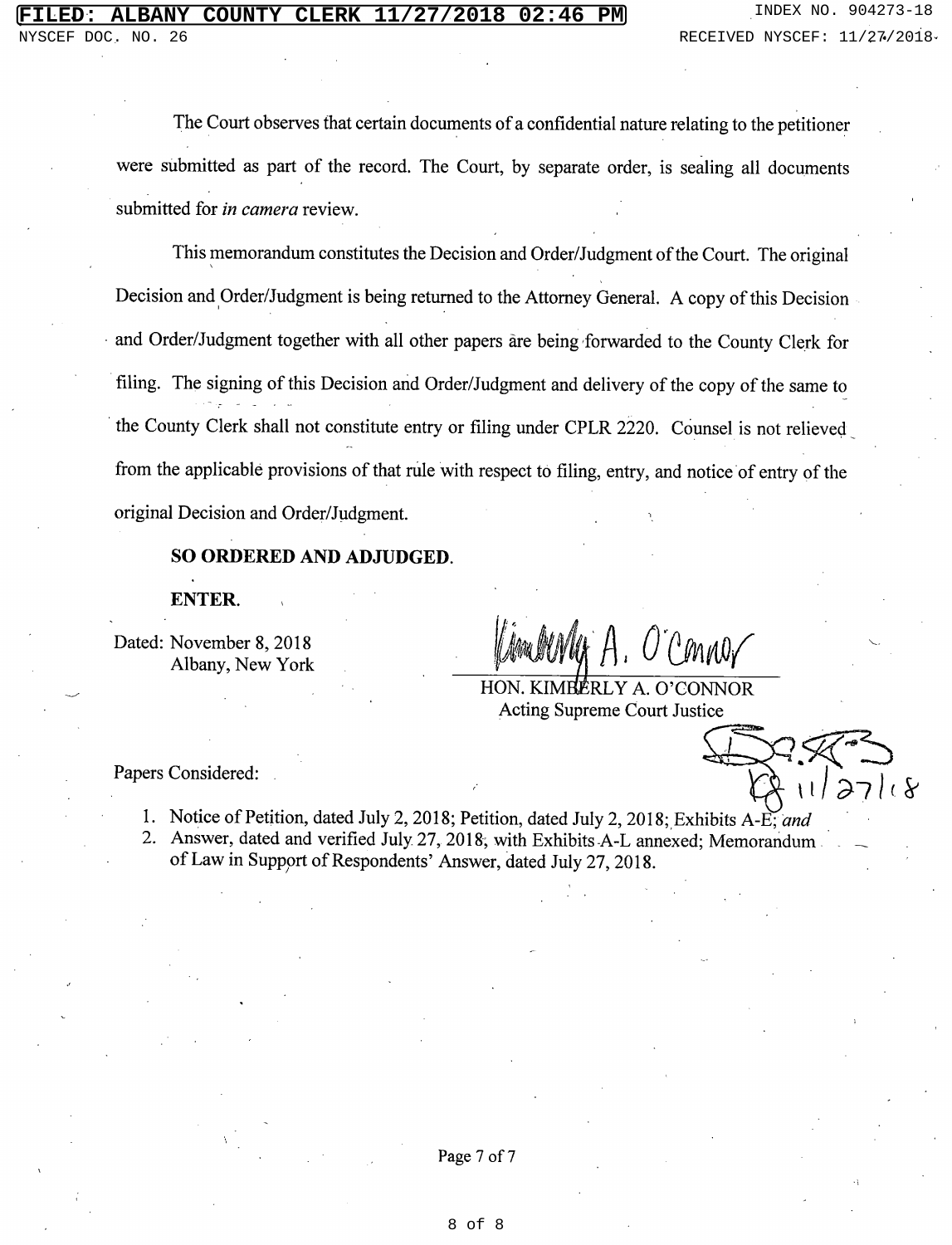The Court observes that certain documents of a confidential nature relating to the petitioner were submitted as part of the record. The Court, by separate order, is sealing all documents submitted for *in camera* review.

This memorandum constitutes the Decision and Order/Judgment of the Court. The original Decision and Order/Judgment is being returned to the Attorney General. A copy of this Decision and Order/Judgment together with all other papers are being forwarded to the County Clerk for filing. The signing of this Decision and Order/Judgment and delivery of the copy of the same to the County Clerk shall not constitute entry or filing under CPLR 2220. Counsel is not relieved from the applicable provisions of that rule with respect to filing, entry, and notice of entry of the original Decision and Order/Judgment.

**SO ORDERED AND ADJUDGED.**

**ENTER.**

Dated: November 8, 2018
Albany, New York

Kimberly A. O'Connor
HON. KIMBERLY A. O'CONNOR
Acting Supreme Court Justice

11/27/18

Papers Considered:

1. Notice of Petition, dated July 2, 2018; Petition, dated July 2, 2018; Exhibits A-E; *and*
2. Answer, dated and verified July 27, 2018, with Exhibits A-L annexed; Memorandum of Law in Support of Respondents' Answer, dated July 27, 2018.